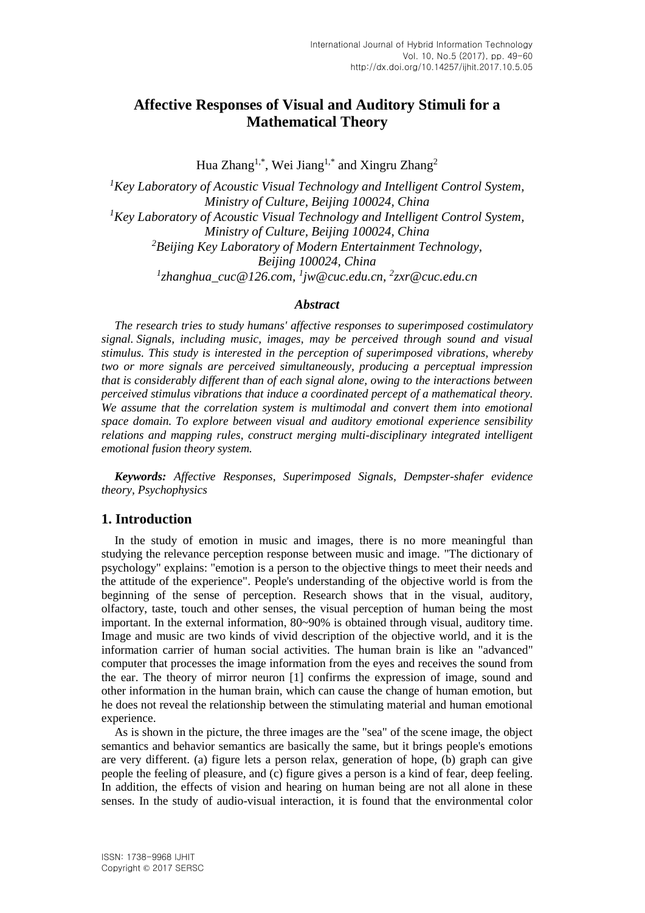# Affective Responses of Visual and Auditory Stimuli for a Mathematical Theory

Hua Zhang[1,*], Wei Jiang[1,*] and Xingru Zhang[2]

*[1]Key Laboratory of Acoustic Visual Technology and Intelligent Control System, Ministry of Culture, Beijing 100024, China*
*[1]Key Laboratory of Acoustic Visual Technology and Intelligent Control System, Ministry of Culture, Beijing 100024, China*
*[2]Beijing Key Laboratory of Modern Entertainment Technology, Beijing 100024, China*
*[1]zhanghua_cuc@126.com, [1]jw@cuc.edu.cn, [2]zxr@cuc.edu.cn*

### *Abstract*

*The research tries to study humans' affective responses to superimposed costimulatory signal. Signals, including music, images, may be perceived through sound and visual stimulus. This study is interested in the perception of superimposed vibrations, whereby two or more signals are perceived simultaneously, producing a perceptual impression that is considerably different than of each signal alone, owing to the interactions between perceived stimulus vibrations that induce a coordinated percept of a mathematical theory. We assume that the correlation system is multimodal and convert them into emotional space domain. To explore between visual and auditory emotional experience sensibility relations and mapping rules, construct merging multi-disciplinary integrated intelligent emotional fusion theory system.*

***Keywords:** Affective Responses, Superimposed Signals, Dempster-shafer evidence theory, Psychophysics*

## 1. Introduction

In the study of emotion in music and images, there is no more meaningful than studying the relevance perception response between music and image. "The dictionary of psychology" explains: "emotion is a person to the objective things to meet their needs and the attitude of the experience". People's understanding of the objective world is from the beginning of the sense of perception. Research shows that in the visual, auditory, olfactory, taste, touch and other senses, the visual perception of human being the most important. In the external information, 80~90% is obtained through visual, auditory time. Image and music are two kinds of vivid description of the objective world, and it is the information carrier of human social activities. The human brain is like an "advanced" computer that processes the image information from the eyes and receives the sound from the ear. The theory of mirror neuron [1] confirms the expression of image, sound and other information in the human brain, which can cause the change of human emotion, but he does not reveal the relationship between the stimulating material and human emotional experience.

As is shown in the picture, the three images are the "sea" of the scene image, the object semantics and behavior semantics are basically the same, but it brings people's emotions are very different. (a) figure lets a person relax, generation of hope, (b) graph can give people the feeling of pleasure, and (c) figure gives a person is a kind of fear, deep feeling. In addition, the effects of vision and hearing on human being are not all alone in these senses. In the study of audio-visual interaction, it is found that the environmental color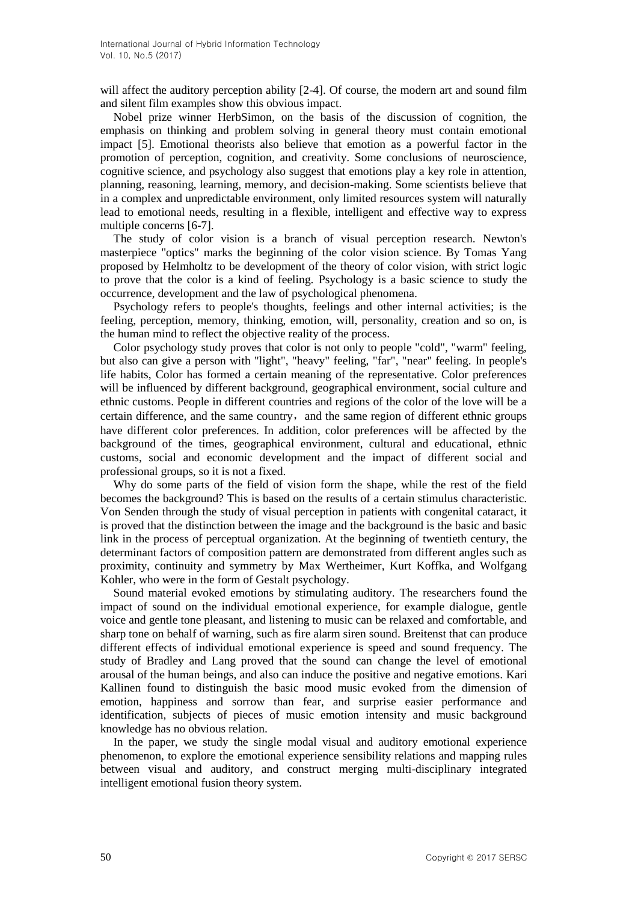will affect the auditory perception ability [2-4]. Of course, the modern art and sound film and silent film examples show this obvious impact.

Nobel prize winner HerbSimon, on the basis of the discussion of cognition, the emphasis on thinking and problem solving in general theory must contain emotional impact [5]. Emotional theorists also believe that emotion as a powerful factor in the promotion of perception, cognition, and creativity. Some conclusions of neuroscience, cognitive science, and psychology also suggest that emotions play a key role in attention, planning, reasoning, learning, memory, and decision-making. Some scientists believe that in a complex and unpredictable environment, only limited resources system will naturally lead to emotional needs, resulting in a flexible, intelligent and effective way to express multiple concerns [6-7].

The study of color vision is a branch of visual perception research. Newton's masterpiece "optics" marks the beginning of the color vision science. By Tomas Yang proposed by Helmholtz to be development of the theory of color vision, with strict logic to prove that the color is a kind of feeling. Psychology is a basic science to study the occurrence, development and the law of psychological phenomena.

Psychology refers to people's thoughts, feelings and other internal activities; is the feeling, perception, memory, thinking, emotion, will, personality, creation and so on, is the human mind to reflect the objective reality of the process.

Color psychology study proves that color is not only to people "cold", "warm" feeling, but also can give a person with "light", "heavy" feeling, "far", "near" feeling. In people's life habits, Color has formed a certain meaning of the representative. Color preferences will be influenced by different background, geographical environment, social culture and ethnic customs. People in different countries and regions of the color of the love will be a certain difference, and the same country，and the same region of different ethnic groups have different color preferences. In addition, color preferences will be affected by the background of the times, geographical environment, cultural and educational, ethnic customs, social and economic development and the impact of different social and professional groups, so it is not a fixed.

Why do some parts of the field of vision form the shape, while the rest of the field becomes the background? This is based on the results of a certain stimulus characteristic. Von Senden through the study of visual perception in patients with congenital cataract, it is proved that the distinction between the image and the background is the basic and basic link in the process of perceptual organization. At the beginning of twentieth century, the determinant factors of composition pattern are demonstrated from different angles such as proximity, continuity and symmetry by Max Wertheimer, Kurt Koffka, and Wolfgang Kohler, who were in the form of Gestalt psychology.

Sound material evoked emotions by stimulating auditory. The researchers found the impact of sound on the individual emotional experience, for example dialogue, gentle voice and gentle tone pleasant, and listening to music can be relaxed and comfortable, and sharp tone on behalf of warning, such as fire alarm siren sound. Breitenst that can produce different effects of individual emotional experience is speed and sound frequency. The study of Bradley and Lang proved that the sound can change the level of emotional arousal of the human beings, and also can induce the positive and negative emotions. Kari Kallinen found to distinguish the basic mood music evoked from the dimension of emotion, happiness and sorrow than fear, and surprise easier performance and identification, subjects of pieces of music emotion intensity and music background knowledge has no obvious relation.

In the paper, we study the single modal visual and auditory emotional experience phenomenon, to explore the emotional experience sensibility relations and mapping rules between visual and auditory, and construct merging multi-disciplinary integrated intelligent emotional fusion theory system.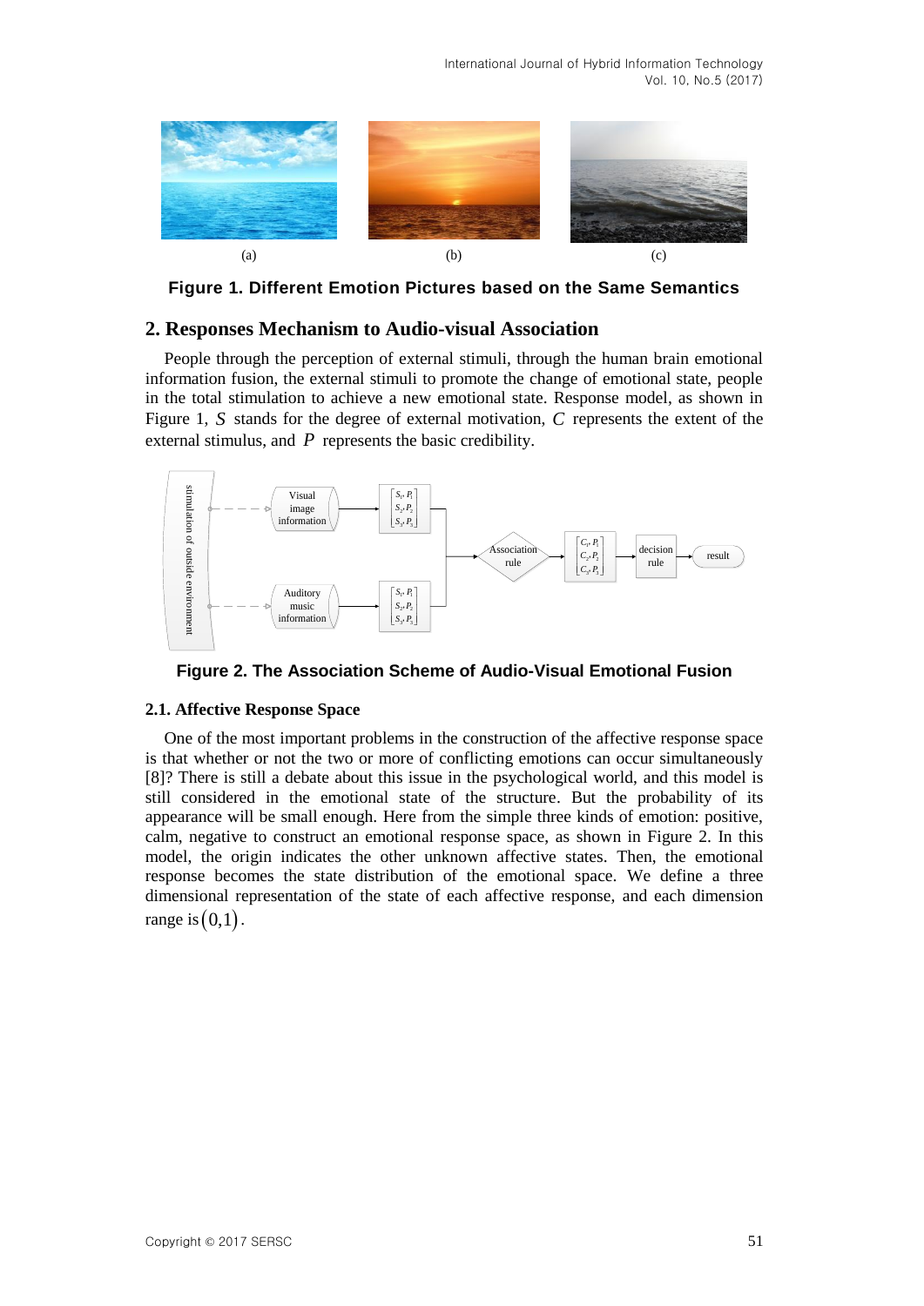(a) (b) (c)

**Figure 1. Different Emotion Pictures based on the Same Semantics**

## 2. Responses Mechanism to Audio-visual Association

People through the perception of external stimuli, through the human brain emotional information fusion, the external stimuli to promote the change of emotional state, people in the total stimulation to achieve a new emotional state. Response model, as shown in Figure 1, $S$ stands for the degree of external motivation, $C$ represents the extent of the external stimulus, and $P$ represents the basic credibility.

**Figure 2. The Association Scheme of Audio-Visual Emotional Fusion**

### 2.1. Affective Response Space

One of the most important problems in the construction of the affective response space is that whether or not the two or more of conflicting emotions can occur simultaneously [8]? There is still a debate about this issue in the psychological world, and this model is still considered in the emotional state of the structure. But the probability of its appearance will be small enough. Here from the simple three kinds of emotion: positive, calm, negative to construct an emotional response space, as shown in Figure 2. In this model, the origin indicates the other unknown affective states. Then, the emotional response becomes the state distribution of the emotional space. We define a three dimensional representation of the state of each affective response, and each dimension range is $(0,1)$.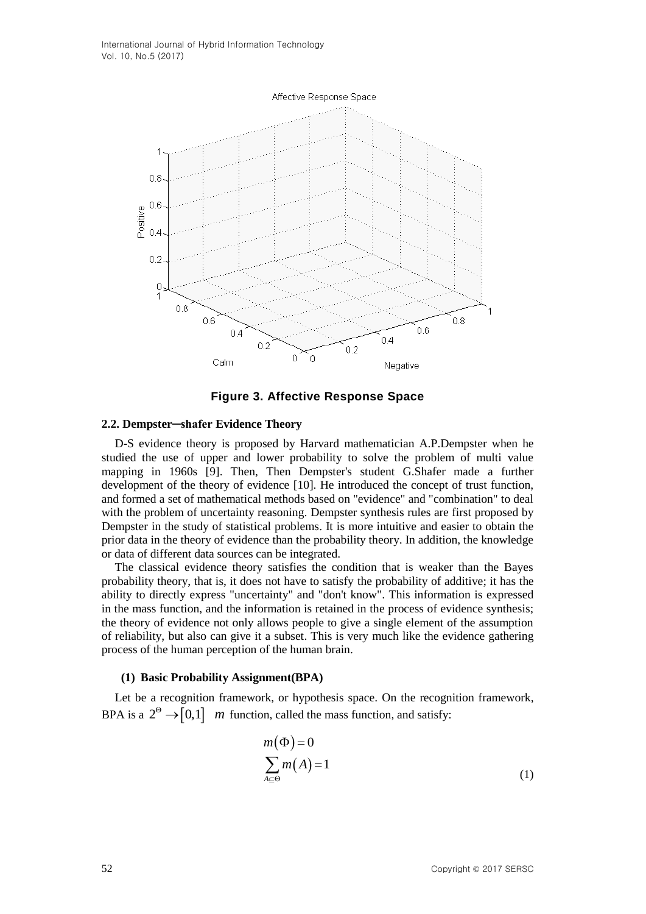**Figure 3. Affective Response Space**

### 2.2. Dempster–shafer Evidence Theory

D-S evidence theory is proposed by Harvard mathematician A.P.Dempster when he studied the use of upper and lower probability to solve the problem of multi value mapping in 1960s [9]. Then, Then Dempster's student G.Shafer made a further development of the theory of evidence [10]. He introduced the concept of trust function, and formed a set of mathematical methods based on "evidence" and "combination" to deal with the problem of uncertainty reasoning. Dempster synthesis rules are first proposed by Dempster in the study of statistical problems. It is more intuitive and easier to obtain the prior data in the theory of evidence than the probability theory. In addition, the knowledge or data of different data sources can be integrated.

The classical evidence theory satisfies the condition that is weaker than the Bayes probability theory, that is, it does not have to satisfy the probability of additive; it has the ability to directly express "uncertainty" and "don't know". This information is expressed in the mass function, and the information is retained in the process of evidence synthesis; the theory of evidence not only allows people to give a single element of the assumption of reliability, but also can give it a subset. This is very much like the evidence gathering process of the human perception of the human brain.

**(1) Basic Probability Assignment(BPA)**

Let be a recognition framework, or hypothesis space. On the recognition framework, BPA is a $2^{\Theta} \rightarrow [0,1]$ $m$ function, called the mass function, and satisfy:

$$m(\Phi) = 0$$
$$\sum_{A \subseteq \Theta} m(A) = 1 \tag{1}$$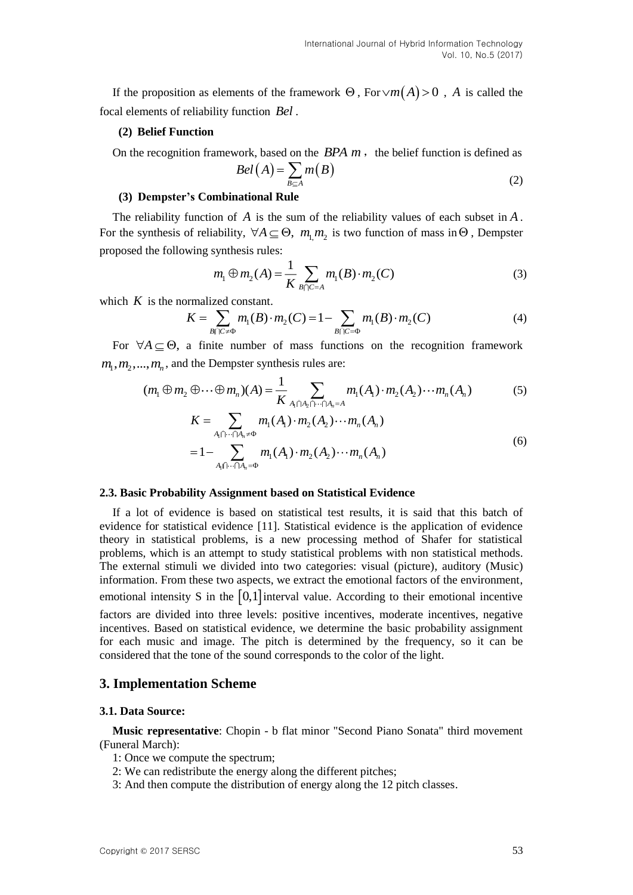If the proposition as elements of the framework $\Theta$, For $\vee m(A) > 0$ , $A$ is called the focal elements of reliability function $Bel$.

**(2) Belief Function**

On the recognition framework, based on the $BPA\ m$， the belief function is defined as

$$Bel(A) = \sum_{B \subseteq A} m(B) \tag{2}$$

**(3) Dempster's Combinational Rule**

The reliability function of $A$ is the sum of the reliability values of each subset in $A$. For the synthesis of reliability, $\forall A \subseteq \Theta,\ m_1, m_2$ is two function of mass in $\Theta$, Dempster proposed the following synthesis rules:

$$m_1 \oplus m_2(A) = \frac{1}{K} \sum_{B \cap C = A} m_1(B) \cdot m_2(C) \tag{3}$$

which $K$ is the normalized constant.

$$K = \sum_{B \cap C \neq \Phi} m_1(B) \cdot m_2(C) = 1 - \sum_{B \cap C = \Phi} m_1(B) \cdot m_2(C) \tag{4}$$

For $\forall A \subseteq \Theta$, a finite number of mass functions on the recognition framework $m_1, m_2, ..., m_n$, and the Dempster synthesis rules are:

$$(m_1 \oplus m_2 \oplus \cdots \oplus m_n)(A) = \frac{1}{K} \sum_{A_1 \cap A_2 \cap \cdots \cap A_n = A} m_1(A_1) \cdot m_2(A_2) \cdots m_n(A_n) \tag{5}$$

$$\begin{aligned} K &= \sum_{A_1 \cap \cdots \cap A_n \neq \Phi} m_1(A_1) \cdot m_2(A_2) \cdots m_n(A_n) \\ &= 1 - \sum_{A_1 \cap \cdots \cap A_n = \Phi} m_1(A_1) \cdot m_2(A_2) \cdots m_n(A_n) \end{aligned} \tag{6}$$

### 2.3. Basic Probability Assignment based on Statistical Evidence

If a lot of evidence is based on statistical test results, it is said that this batch of evidence for statistical evidence [11]. Statistical evidence is the application of evidence theory in statistical problems, is a new processing method of Shafer for statistical problems, which is an attempt to study statistical problems with non statistical methods. The external stimuli we divided into two categories: visual (picture), auditory (Music) information. From these two aspects, we extract the emotional factors of the environment, emotional intensity S in the $[0,1]$ interval value. According to their emotional incentive factors are divided into three levels: positive incentives, moderate incentives, negative incentives. Based on statistical evidence, we determine the basic probability assignment for each music and image. The pitch is determined by the frequency, so it can be considered that the tone of the sound corresponds to the color of the light.

## 3. Implementation Scheme

### 3.1. Data Source:

**Music representative**: Chopin - b flat minor "Second Piano Sonata" third movement (Funeral March):

1: Once we compute the spectrum;

2: We can redistribute the energy along the different pitches;

3: And then compute the distribution of energy along the 12 pitch classes.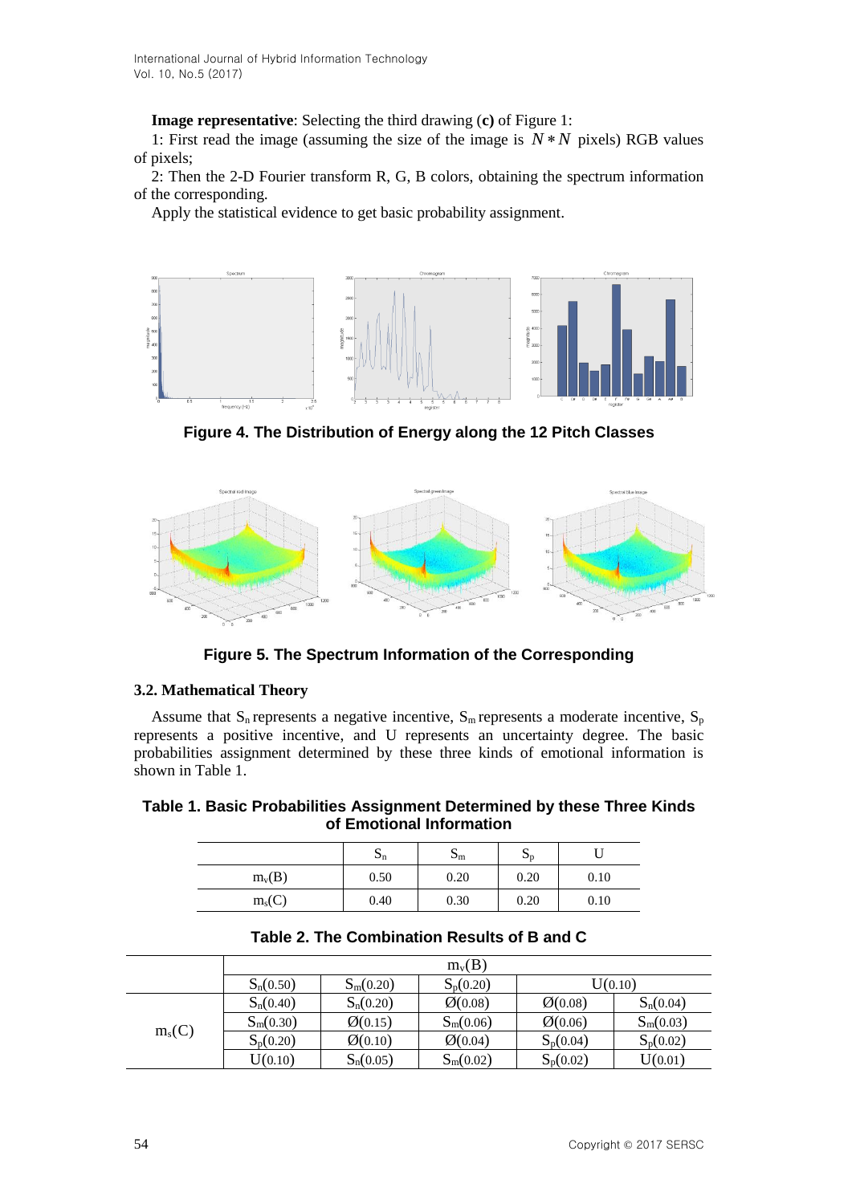**Image representative**: Selecting the third drawing (**c)** of Figure 1:

1: First read the image (assuming the size of the image is $N*N$ pixels) RGB values of pixels;

2: Then the 2-D Fourier transform R, G, B colors, obtaining the spectrum information of the corresponding.

Apply the statistical evidence to get basic probability assignment.

**Figure 4. The Distribution of Energy along the 12 Pitch Classes**

**Figure 5. The Spectrum Information of the Corresponding**

### 3.2. Mathematical Theory

Assume that $S_n$ represents a negative incentive, $S_m$ represents a moderate incentive, $S_p$ represents a positive incentive, and U represents an uncertainty degree. The basic probabilities assignment determined by these three kinds of emotional information is shown in Table 1.

**Table 1. Basic Probabilities Assignment Determined by these Three Kinds of Emotional Information**

| | $S_n$ | $S_m$ | $S_p$ | U |
|---|---|---|---|---|
| $m_v(B)$ | 0.50 | 0.20 | 0.20 | 0.10 |
| $m_s(C)$ | 0.40 | 0.30 | 0.20 | 0.10 |

**Table 2. The Combination Results of B and C**

| | $m_v(B)$ | | | | |
|---|---|---|---|---|---|
| | $S_n(0.50)$ | $S_m(0.20)$ | $S_p(0.20)$ | U(0.10) | |
| $m_s(C)$ | $S_n(0.40)$ | $S_n(0.20)$ | $\varnothing(0.08)$ | $\varnothing(0.08)$ | $S_n(0.04)$ |
| | $S_m(0.30)$ | $\varnothing(0.15)$ | $S_m(0.06)$ | $\varnothing(0.06)$ | $S_m(0.03)$ |
| | $S_p(0.20)$ | $\varnothing(0.10)$ | $\varnothing(0.04)$ | $S_p(0.04)$ | $S_p(0.02)$ |
| | U(0.10) | $S_n(0.05)$ | $S_m(0.02)$ | $S_p(0.02)$ | U(0.01) |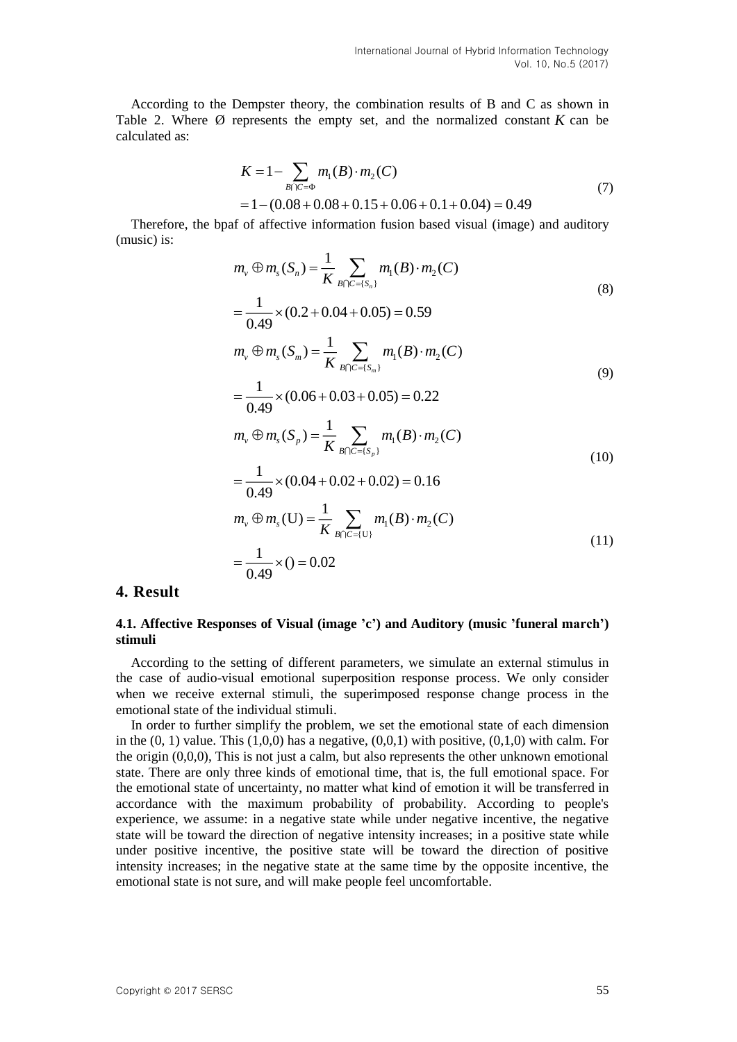According to the Dempster theory, the combination results of B and C as shown in Table 2. Where Ø represents the empty set, and the normalized constant $K$ can be calculated as:

$$
\begin{aligned}
K &= 1 - \sum_{B \bigcap C = \Phi} m_1(B) \cdot m_2(C) \\
&= 1 - (0.08 + 0.08 + 0.15 + 0.06 + 0.1 + 0.04) = 0.49
\end{aligned}
\tag{7}
$$

Therefore, the bpaf of affective information fusion based visual (image) and auditory (music) is:

$$
\begin{aligned}
m_v \oplus m_s(S_n) &= \frac{1}{K} \sum_{B \bigcap C = \{S_n\}} m_1(B) \cdot m_2(C) \\
&= \frac{1}{0.49} \times (0.2 + 0.04 + 0.05) = 0.59
\end{aligned}
\tag{8}
$$

$$
\begin{aligned}
m_v \oplus m_s(S_m) &= \frac{1}{K} \sum_{B \bigcap C = \{S_m\}} m_1(B) \cdot m_2(C) \\
&= \frac{1}{0.49} \times (0.06 + 0.03 + 0.05) = 0.22
\end{aligned}
\tag{9}
$$

$$
\begin{aligned}
m_v \oplus m_s(S_p) &= \frac{1}{K} \sum_{B \bigcap C = \{S_p\}} m_1(B) \cdot m_2(C) \\
&= \frac{1}{0.49} \times (0.04 + 0.02 + 0.02) = 0.16
\end{aligned}
\tag{10}
$$

$$
\begin{aligned}
m_v \oplus m_s(\mathrm{U}) &= \frac{1}{K} \sum_{B \bigcap C = \{\mathrm{U}\}} m_1(B) \cdot m_2(C) \\
&= \frac{1}{0.49} \times () = 0.02
\end{aligned}
\tag{11}
$$

## 4. Result

### 4.1. Affective Responses of Visual (image 'c') and Auditory (music 'funeral march') stimuli

According to the setting of different parameters, we simulate an external stimulus in the case of audio-visual emotional superposition response process. We only consider when we receive external stimuli, the superimposed response change process in the emotional state of the individual stimuli.

In order to further simplify the problem, we set the emotional state of each dimension in the (0, 1) value. This (1,0,0) has a negative, (0,0,1) with positive, (0,1,0) with calm. For the origin (0,0,0), This is not just a calm, but also represents the other unknown emotional state. There are only three kinds of emotional time, that is, the full emotional space. For the emotional state of uncertainty, no matter what kind of emotion it will be transferred in accordance with the maximum probability of probability. According to people's experience, we assume: in a negative state while under negative incentive, the negative state will be toward the direction of negative intensity increases; in a positive state while under positive incentive, the positive state will be toward the direction of positive intensity increases; in the negative state at the same time by the opposite incentive, the emotional state is not sure, and will make people feel uncomfortable.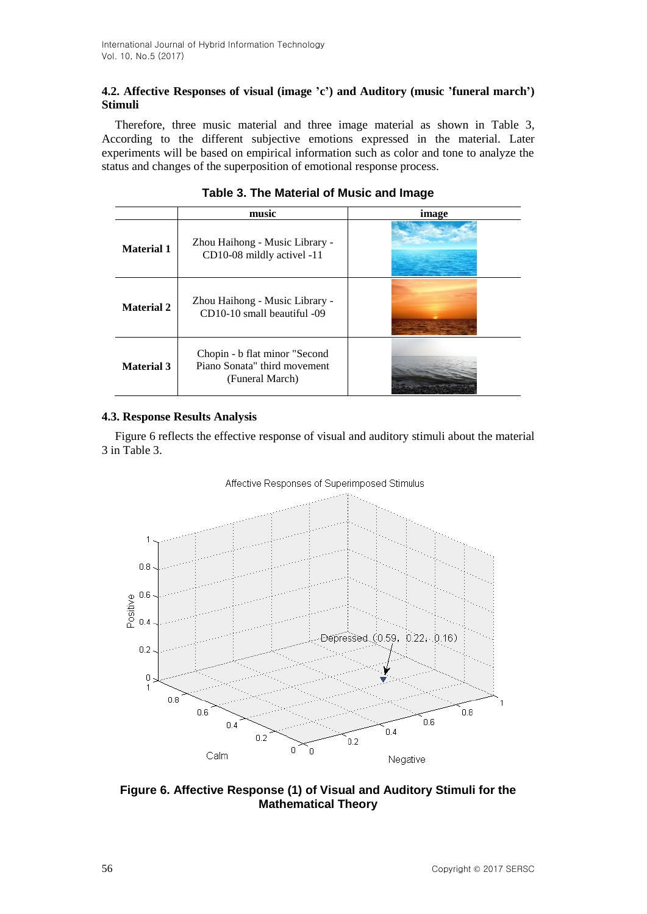### 4.2. Affective Responses of visual (image 'c') and Auditory (music 'funeral march') Stimuli

Therefore, three music material and three image material as shown in Table 3, According to the different subjective emotions expressed in the material. Later experiments will be based on empirical information such as color and tone to analyze the status and changes of the superposition of emotional response process.

**Table 3. The Material of Music and Image**

| | music | image |
|---|---|---|
| **Material 1** | Zhou Haihong - Music Library - CD10-08 mildly activel -11 | |
| **Material 2** | Zhou Haihong - Music Library - CD10-10 small beautiful -09 | |
| **Material 3** | Chopin - b flat minor "Second Piano Sonata" third movement (Funeral March) | |

### 4.3. Response Results Analysis

Figure 6 reflects the effective response of visual and auditory stimuli about the material 3 in Table 3.

**Figure 6. Affective Response (1) of Visual and Auditory Stimuli for the Mathematical Theory**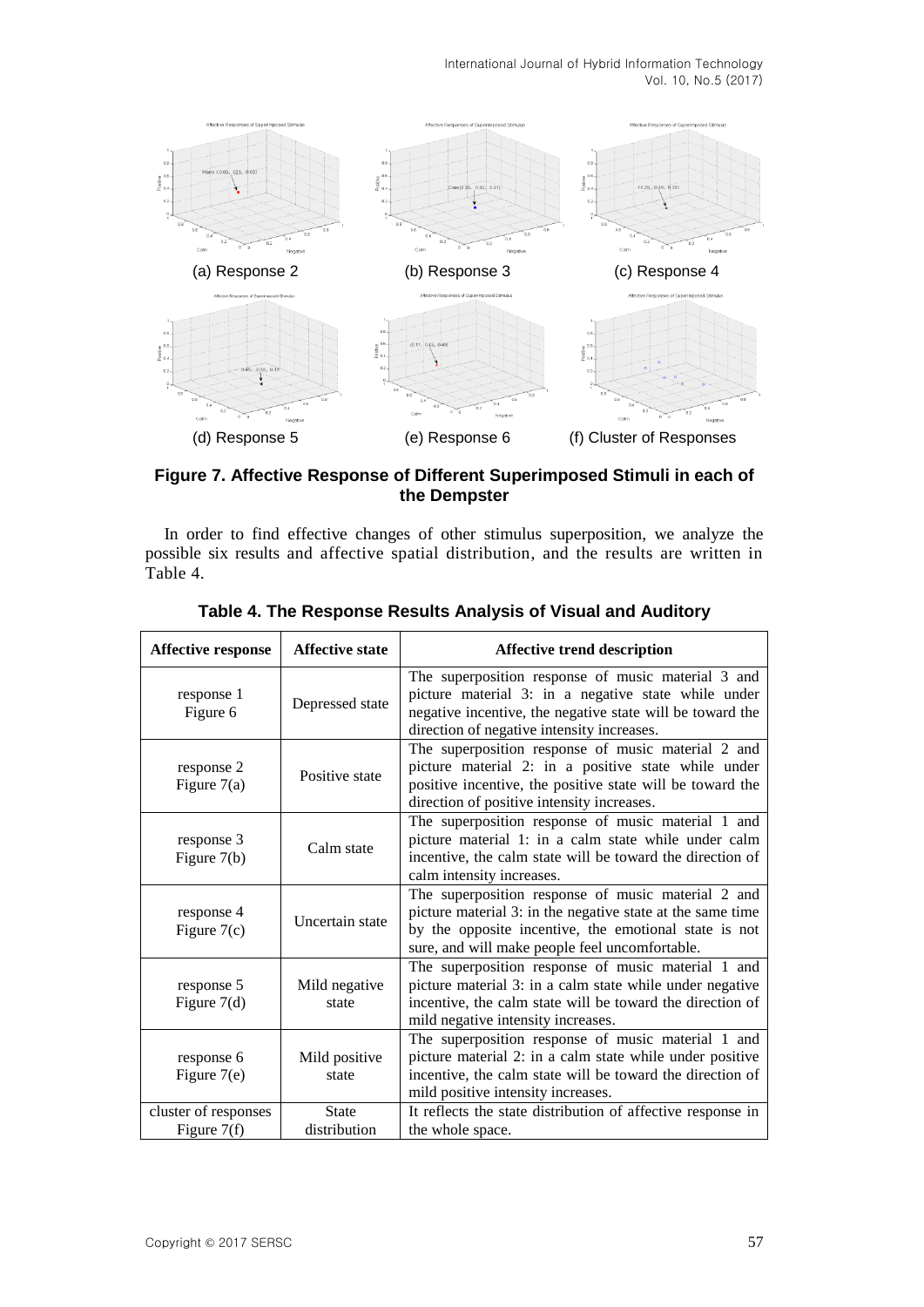(a) Response 2 (b) Response 3 (c) Response 4

(d) Response 5 (e) Response 6 (f) Cluster of Responses

**Figure 7. Affective Response of Different Superimposed Stimuli in each of the Dempster**

In order to find effective changes of other stimulus superposition, we analyze the possible six results and affective spatial distribution, and the results are written in Table 4.

**Table 4. The Response Results Analysis of Visual and Auditory**

| Affective response | Affective state | Affective trend description |
|---|---|---|
| response 1 Figure 6 | Depressed state | The superposition response of music material 3 and picture material 3: in a negative state while under negative incentive, the negative state will be toward the direction of negative intensity increases. |
| response 2 Figure 7(a) | Positive state | The superposition response of music material 2 and picture material 2: in a positive state while under positive incentive, the positive state will be toward the direction of positive intensity increases. |
| response 3 Figure 7(b) | Calm state | The superposition response of music material 1 and picture material 1: in a calm state while under calm incentive, the calm state will be toward the direction of calm intensity increases. |
| response 4 Figure 7(c) | Uncertain state | The superposition response of music material 2 and picture material 3: in the negative state at the same time by the opposite incentive, the emotional state is not sure, and will make people feel uncomfortable. |
| response 5 Figure 7(d) | Mild negative state | The superposition response of music material 1 and picture material 3: in a calm state while under negative incentive, the calm state will be toward the direction of mild negative intensity increases. |
| response 6 Figure 7(e) | Mild positive state | The superposition response of music material 1 and picture material 2: in a calm state while under positive incentive, the calm state will be toward the direction of mild positive intensity increases. |
| cluster of responses Figure 7(f) | State distribution | It reflects the state distribution of affective response in the whole space. |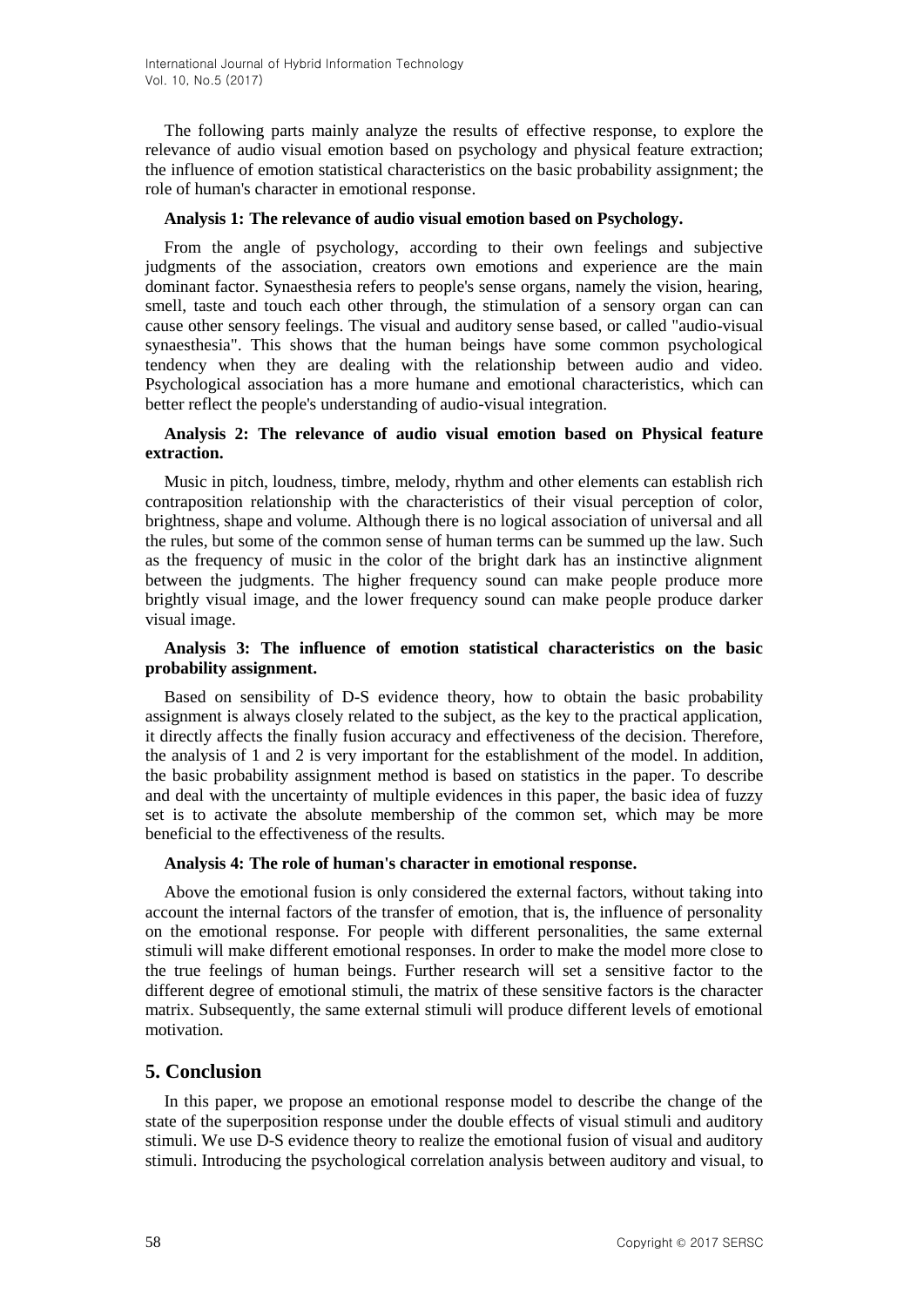The following parts mainly analyze the results of effective response, to explore the relevance of audio visual emotion based on psychology and physical feature extraction; the influence of emotion statistical characteristics on the basic probability assignment; the role of human's character in emotional response.

**Analysis 1: The relevance of audio visual emotion based on Psychology.**

From the angle of psychology, according to their own feelings and subjective judgments of the association, creators own emotions and experience are the main dominant factor. Synaesthesia refers to people's sense organs, namely the vision, hearing, smell, taste and touch each other through, the stimulation of a sensory organ can can cause other sensory feelings. The visual and auditory sense based, or called "audio-visual synaesthesia". This shows that the human beings have some common psychological tendency when they are dealing with the relationship between audio and video. Psychological association has a more humane and emotional characteristics, which can better reflect the people's understanding of audio-visual integration.

**Analysis 2: The relevance of audio visual emotion based on Physical feature extraction.**

Music in pitch, loudness, timbre, melody, rhythm and other elements can establish rich contraposition relationship with the characteristics of their visual perception of color, brightness, shape and volume. Although there is no logical association of universal and all the rules, but some of the common sense of human terms can be summed up the law. Such as the frequency of music in the color of the bright dark has an instinctive alignment between the judgments. The higher frequency sound can make people produce more brightly visual image, and the lower frequency sound can make people produce darker visual image.

**Analysis 3: The influence of emotion statistical characteristics on the basic probability assignment.**

Based on sensibility of D-S evidence theory, how to obtain the basic probability assignment is always closely related to the subject, as the key to the practical application, it directly affects the finally fusion accuracy and effectiveness of the decision. Therefore, the analysis of 1 and 2 is very important for the establishment of the model. In addition, the basic probability assignment method is based on statistics in the paper. To describe and deal with the uncertainty of multiple evidences in this paper, the basic idea of fuzzy set is to activate the absolute membership of the common set, which may be more beneficial to the effectiveness of the results.

**Analysis 4: The role of human's character in emotional response.**

Above the emotional fusion is only considered the external factors, without taking into account the internal factors of the transfer of emotion, that is, the influence of personality on the emotional response. For people with different personalities, the same external stimuli will make different emotional responses. In order to make the model more close to the true feelings of human beings. Further research will set a sensitive factor to the different degree of emotional stimuli, the matrix of these sensitive factors is the character matrix. Subsequently, the same external stimuli will produce different levels of emotional motivation.

## 5. Conclusion

In this paper, we propose an emotional response model to describe the change of the state of the superposition response under the double effects of visual stimuli and auditory stimuli. We use D-S evidence theory to realize the emotional fusion of visual and auditory stimuli. Introducing the psychological correlation analysis between auditory and visual, to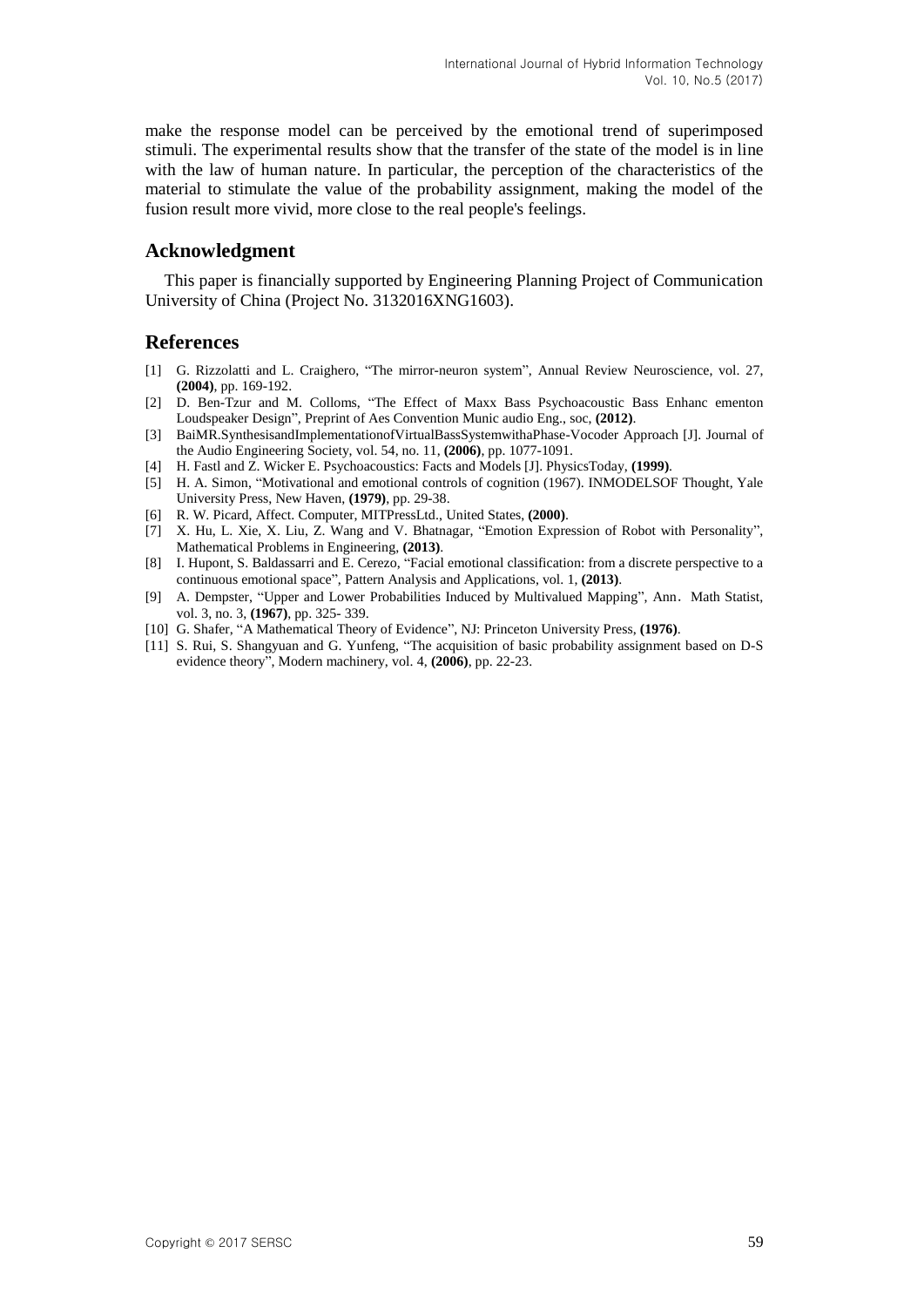make the response model can be perceived by the emotional trend of superimposed stimuli. The experimental results show that the transfer of the state of the model is in line with the law of human nature. In particular, the perception of the characteristics of the material to stimulate the value of the probability assignment, making the model of the fusion result more vivid, more close to the real people's feelings.

## Acknowledgment

This paper is financially supported by Engineering Planning Project of Communication University of China (Project No. 3132016XNG1603).

## References

[1] G. Rizzolatti and L. Craighero, "The mirror-neuron system", Annual Review Neuroscience, vol. 27, **(2004)**, pp. 169-192.

[2] D. Ben-Tzur and M. Colloms, "The Effect of Maxx Bass Psychoacoustic Bass Enhanc ementon Loudspeaker Design", Preprint of Aes Convention Munic audio Eng., soc, **(2012)**.

[3] BaiMR.SynthesisandImplementationofVirtualBassSystemwithaPhase-Vocoder Approach [J]. Journal of the Audio Engineering Society, vol. 54, no. 11, **(2006)**, pp. 1077-1091.

[4] H. Fastl and Z. Wicker E. Psychoacoustics: Facts and Models [J]. PhysicsToday, **(1999)**.

[5] H. A. Simon, "Motivational and emotional controls of cognition (1967). INMODELSOF Thought, Yale University Press, New Haven, **(1979)**, pp. 29-38.

[6] R. W. Picard, Affect. Computer, MITPressLtd., United States, **(2000)**.

[7] X. Hu, L. Xie, X. Liu, Z. Wang and V. Bhatnagar, "Emotion Expression of Robot with Personality", Mathematical Problems in Engineering, **(2013)**.

[8] I. Hupont, S. Baldassarri and E. Cerezo, "Facial emotional classification: from a discrete perspective to a continuous emotional space", Pattern Analysis and Applications, vol. 1, **(2013)**.

[9] A. Dempster, "Upper and Lower Probabilities Induced by Multivalued Mapping", Ann. Math Statist, vol. 3, no. 3, **(1967)**, pp. 325- 339.

[10] G. Shafer, "A Mathematical Theory of Evidence", NJ: Princeton University Press, **(1976)**.

[11] S. Rui, S. Shangyuan and G. Yunfeng, "The acquisition of basic probability assignment based on D-S evidence theory", Modern machinery, vol. 4, **(2006)**, pp. 22-23.